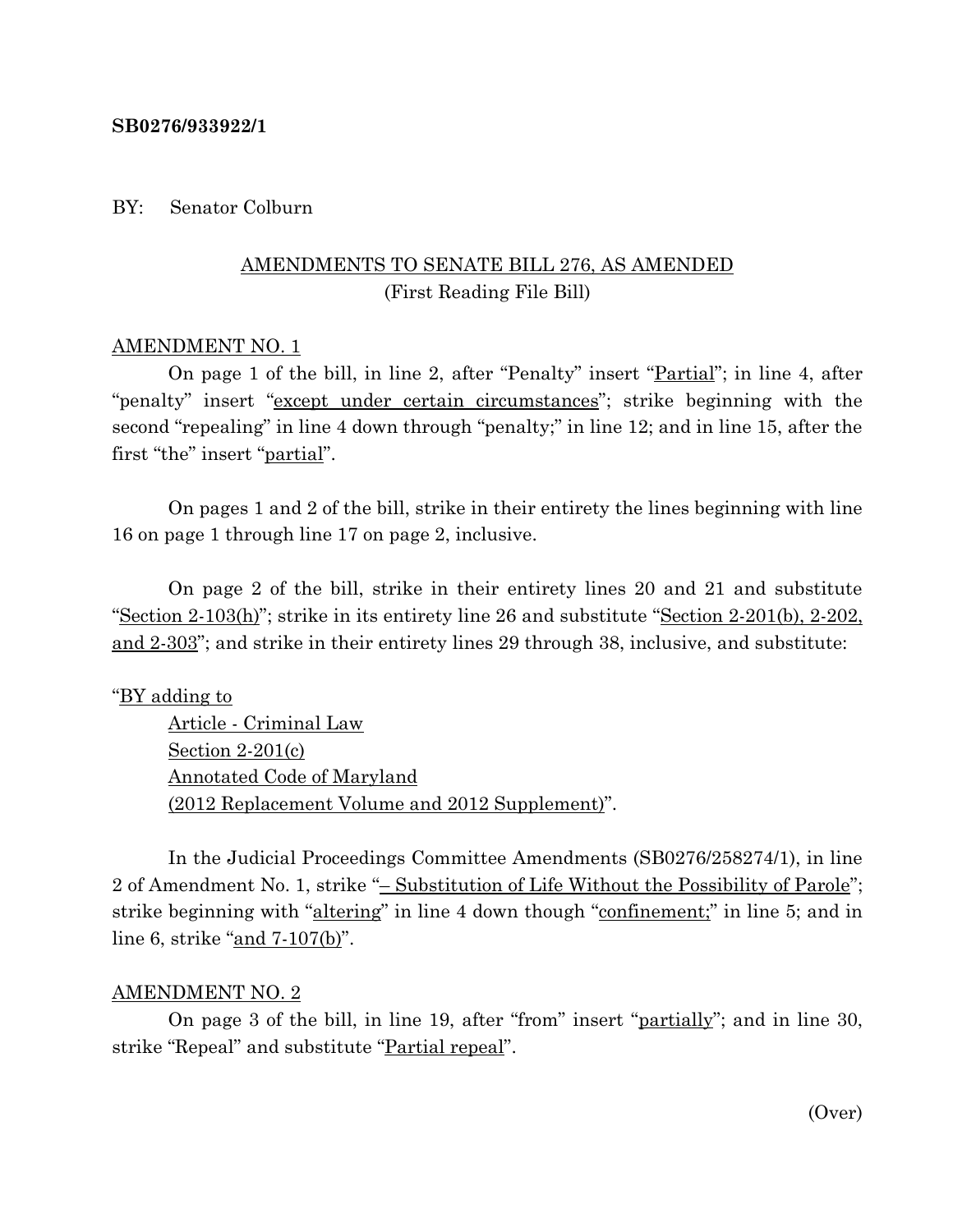**SB0276/933922/1**

BY: Senator Colburn

AMENDMENTS TO SENATE BILL 276, AS AMENDED
(First Reading File Bill)

AMENDMENT NO. 1

On page 1 of the bill, in line 2, after "Penalty" insert "Partial"; in line 4, after "penalty" insert "except under certain circumstances"; strike beginning with the second "repealing" in line 4 down through "penalty;" in line 12; and in line 15, after the first "the" insert "partial".

On pages 1 and 2 of the bill, strike in their entirety the lines beginning with line 16 on page 1 through line 17 on page 2, inclusive.

On page 2 of the bill, strike in their entirety lines 20 and 21 and substitute "Section 2-103(h)"; strike in its entirety line 26 and substitute "Section 2-201(b), 2-202, and 2-303"; and strike in their entirety lines 29 through 38, inclusive, and substitute:

"BY adding to
Article - Criminal Law
Section 2-201(c)
Annotated Code of Maryland
(2012 Replacement Volume and 2012 Supplement)".

In the Judicial Proceedings Committee Amendments (SB0276/258274/1), in line 2 of Amendment No. 1, strike "– Substitution of Life Without the Possibility of Parole"; strike beginning with "altering" in line 4 down though "confinement;" in line 5; and in line 6, strike "and 7-107(b)".

AMENDMENT NO. 2

On page 3 of the bill, in line 19, after "from" insert "partially"; and in line 30, strike "Repeal" and substitute "Partial repeal".

(Over)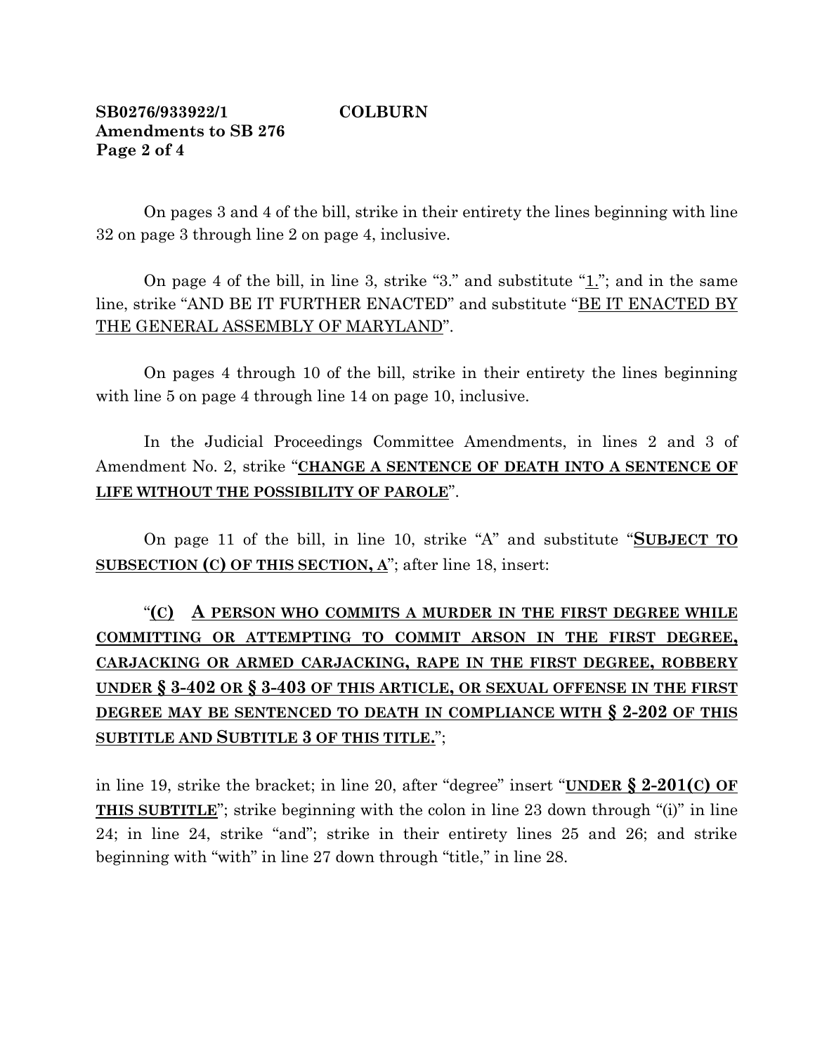**SB0276/933922/1 COLBURN**
**Amendments to SB 276**

On pages 3 and 4 of the bill, strike in their entirety the lines beginning with line 32 on page 3 through line 2 on page 4, inclusive.

On page 4 of the bill, in line 3, strike "3." and substitute "1."; and in the same line, strike "AND BE IT FURTHER ENACTED" and substitute "BE IT ENACTED BY THE GENERAL ASSEMBLY OF MARYLAND".

On pages 4 through 10 of the bill, strike in their entirety the lines beginning with line 5 on page 4 through line 14 on page 10, inclusive.

In the Judicial Proceedings Committee Amendments, in lines 2 and 3 of Amendment No. 2, strike "**CHANGE A SENTENCE OF DEATH INTO A SENTENCE OF LIFE WITHOUT THE POSSIBILITY OF PAROLE**".

On page 11 of the bill, in line 10, strike "A" and substitute "**SUBJECT TO SUBSECTION (C) OF THIS SECTION, A**"; after line 18, insert:

"**(C) A PERSON WHO COMMITS A MURDER IN THE FIRST DEGREE WHILE COMMITTING OR ATTEMPTING TO COMMIT ARSON IN THE FIRST DEGREE, CARJACKING OR ARMED CARJACKING, RAPE IN THE FIRST DEGREE, ROBBERY UNDER § 3-402 OR § 3-403 OF THIS ARTICLE, OR SEXUAL OFFENSE IN THE FIRST DEGREE MAY BE SENTENCED TO DEATH IN COMPLIANCE WITH § 2-202 OF THIS SUBTITLE AND SUBTITLE 3 OF THIS TITLE.**";

in line 19, strike the bracket; in line 20, after "degree" insert "**UNDER § 2-201(C) OF THIS SUBTITLE**"; strike beginning with the colon in line 23 down through "(i)" in line 24; in line 24, strike "and"; strike in their entirety lines 25 and 26; and strike beginning with "with" in line 27 down through "title," in line 28.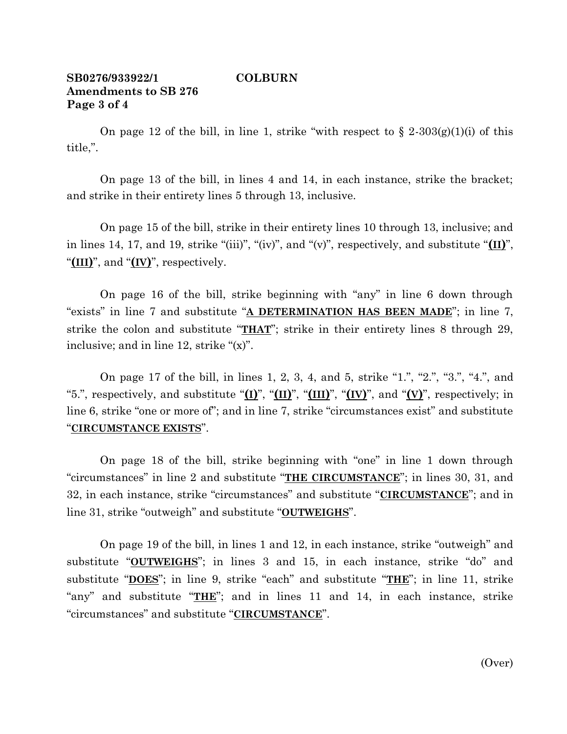On page 12 of the bill, in line 1, strike "with respect to § 2-303(g)(1)(i) of this title,".

On page 13 of the bill, in lines 4 and 14, in each instance, strike the bracket; and strike in their entirety lines 5 through 13, inclusive.

On page 15 of the bill, strike in their entirety lines 10 through 13, inclusive; and in lines 14, 17, and 19, strike "(iii)", "(iv)", and "(v)", respectively, and substitute "**(II)**", "**(III)**", and "**(IV)**", respectively.

On page 16 of the bill, strike beginning with "any" in line 6 down through "exists" in line 7 and substitute "**A DETERMINATION HAS BEEN MADE**"; in line 7, strike the colon and substitute "**THAT**"; strike in their entirety lines 8 through 29, inclusive; and in line 12, strike "(x)".

On page 17 of the bill, in lines 1, 2, 3, 4, and 5, strike "1.", "2.", "3.", "4.", and "5.", respectively, and substitute "**(I)**", "**(II)**", "**(III)**", "**(IV)**", and "**(V)**", respectively; in line 6, strike "one or more of"; and in line 7, strike "circumstances exist" and substitute "**CIRCUMSTANCE EXISTS**".

On page 18 of the bill, strike beginning with "one" in line 1 down through "circumstances" in line 2 and substitute "**THE CIRCUMSTANCE**"; in lines 30, 31, and 32, in each instance, strike "circumstances" and substitute "**CIRCUMSTANCE**"; and in line 31, strike "outweigh" and substitute "**OUTWEIGHS**".

On page 19 of the bill, in lines 1 and 12, in each instance, strike "outweigh" and substitute "**OUTWEIGHS**"; in lines 3 and 15, in each instance, strike "do" and substitute "**DOES**"; in line 9, strike "each" and substitute "**THE**"; in line 11, strike "any" and substitute "**THE**"; and in lines 11 and 14, in each instance, strike "circumstances" and substitute "**CIRCUMSTANCE**".

(Over)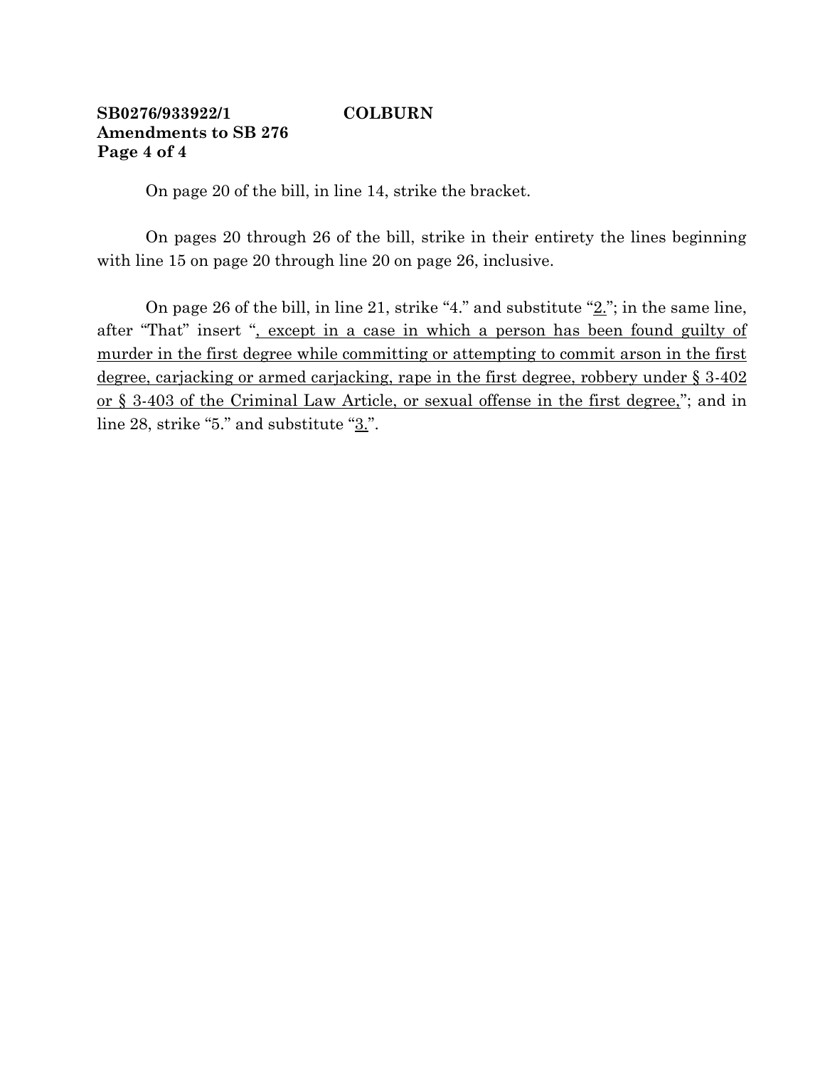**SB0276/933922/1 COLBURN**
**Amendments to SB 276**

On page 20 of the bill, in line 14, strike the bracket.

On pages 20 through 26 of the bill, strike in their entirety the lines beginning with line 15 on page 20 through line 20 on page 26, inclusive.

On page 26 of the bill, in line 21, strike "4." and substitute "<u>2.</u>"; in the same line, after "That" insert "<u>, except in a case in which a person has been found guilty of murder in the first degree while committing or attempting to commit arson in the first degree, carjacking or armed carjacking, rape in the first degree, robbery under § 3-402 or § 3-403 of the Criminal Law Article, or sexual offense in the first degree,</u>"; and in line 28, strike "5." and substitute "<u>3.</u>".